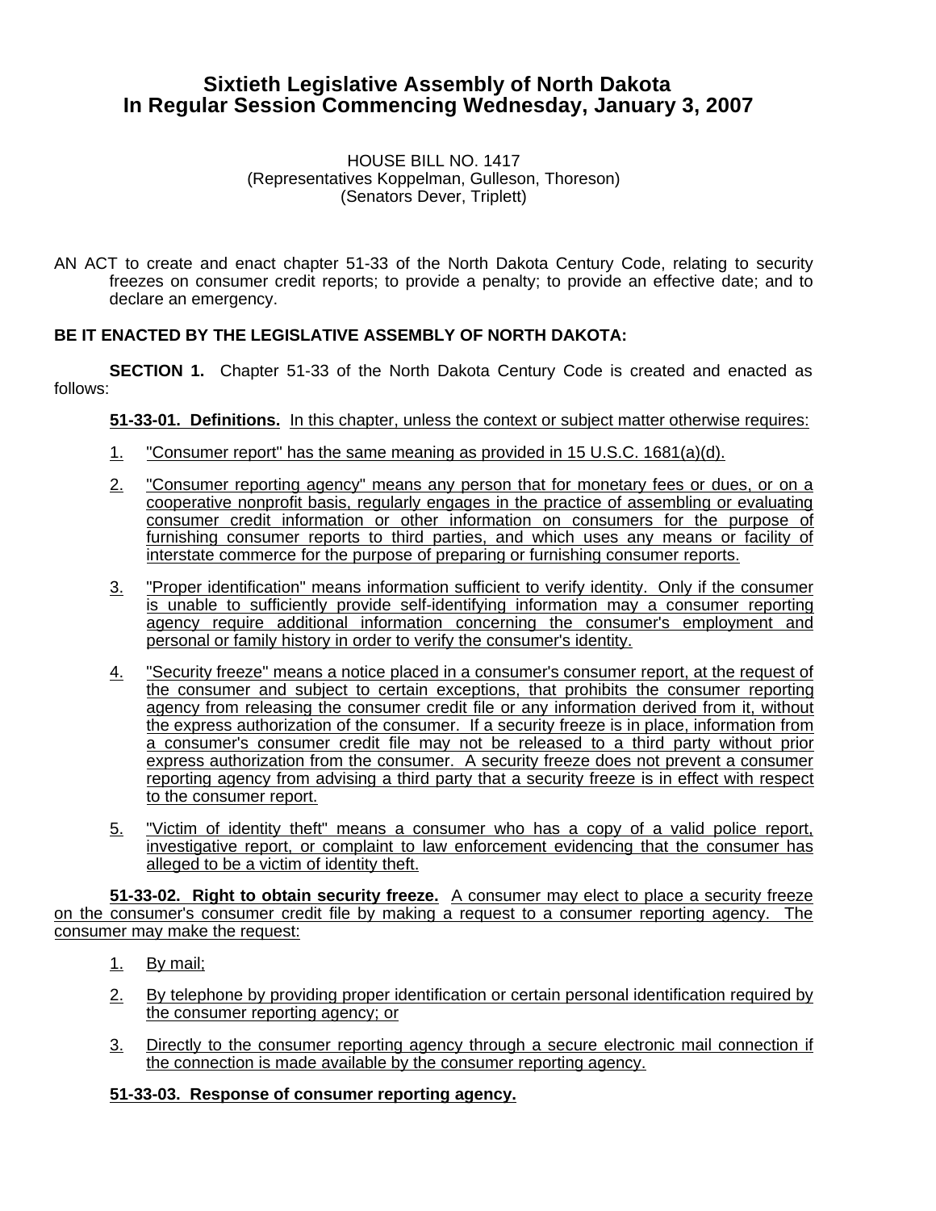# Sixtieth Legislative Assembly of North Dakota
# In Regular Session Commencing Wednesday, January 3, 2007

HOUSE BILL NO. 1417
(Representatives Koppelman, Gulleson, Thoreson)
(Senators Dever, Triplett)

AN ACT to create and enact chapter 51-33 of the North Dakota Century Code, relating to security freezes on consumer credit reports; to provide a penalty; to provide an effective date; and to declare an emergency.

**BE IT ENACTED BY THE LEGISLATIVE ASSEMBLY OF NORTH DAKOTA:**

**SECTION 1.** Chapter 51-33 of the North Dakota Century Code is created and enacted as follows:

**51-33-01. Definitions.** In this chapter, unless the context or subject matter otherwise requires:

1. "Consumer report" has the same meaning as provided in 15 U.S.C. 1681(a)(d).
2. "Consumer reporting agency" means any person that for monetary fees or dues, or on a cooperative nonprofit basis, regularly engages in the practice of assembling or evaluating consumer credit information or other information on consumers for the purpose of furnishing consumer reports to third parties, and which uses any means or facility of interstate commerce for the purpose of preparing or furnishing consumer reports.
3. "Proper identification" means information sufficient to verify identity. Only if the consumer is unable to sufficiently provide self-identifying information may a consumer reporting agency require additional information concerning the consumer's employment and personal or family history in order to verify the consumer's identity.
4. "Security freeze" means a notice placed in a consumer's consumer report, at the request of the consumer and subject to certain exceptions, that prohibits the consumer reporting agency from releasing the consumer credit file or any information derived from it, without the express authorization of the consumer. If a security freeze is in place, information from a consumer's consumer credit file may not be released to a third party without prior express authorization from the consumer. A security freeze does not prevent a consumer reporting agency from advising a third party that a security freeze is in effect with respect to the consumer report.
5. "Victim of identity theft" means a consumer who has a copy of a valid police report, investigative report, or complaint to law enforcement evidencing that the consumer has alleged to be a victim of identity theft.

**51-33-02. Right to obtain security freeze.** A consumer may elect to place a security freeze on the consumer's consumer credit file by making a request to a consumer reporting agency. The consumer may make the request:

1. By mail;
2. By telephone by providing proper identification or certain personal identification required by the consumer reporting agency; or
3. Directly to the consumer reporting agency through a secure electronic mail connection if the connection is made available by the consumer reporting agency.

**51-33-03. Response of consumer reporting agency.**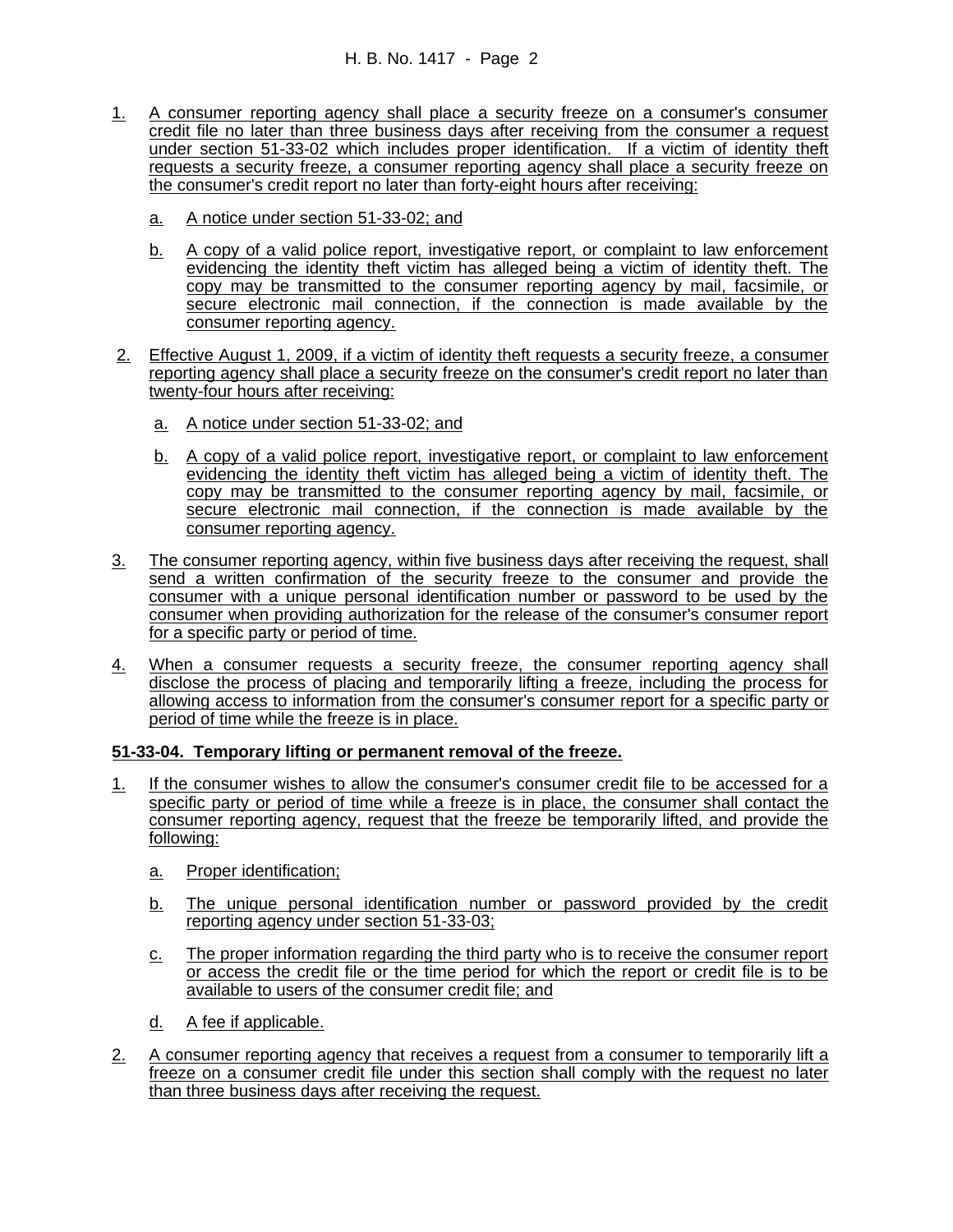1. A consumer reporting agency shall place a security freeze on a consumer's consumer credit file no later than three business days after receiving from the consumer a request under section 51-33-02 which includes proper identification. If a victim of identity theft requests a security freeze, a consumer reporting agency shall place a security freeze on the consumer's credit report no later than forty-eight hours after receiving:

   a. A notice under section 51-33-02; and

   b. A copy of a valid police report, investigative report, or complaint to law enforcement evidencing the identity theft victim has alleged being a victim of identity theft. The copy may be transmitted to the consumer reporting agency by mail, facsimile, or secure electronic mail connection, if the connection is made available by the consumer reporting agency.

2. Effective August 1, 2009, if a victim of identity theft requests a security freeze, a consumer reporting agency shall place a security freeze on the consumer's credit report no later than twenty-four hours after receiving:

   a. A notice under section 51-33-02; and

   b. A copy of a valid police report, investigative report, or complaint to law enforcement evidencing the identity theft victim has alleged being a victim of identity theft. The copy may be transmitted to the consumer reporting agency by mail, facsimile, or secure electronic mail connection, if the connection is made available by the consumer reporting agency.

3. The consumer reporting agency, within five business days after receiving the request, shall send a written confirmation of the security freeze to the consumer and provide the consumer with a unique personal identification number or password to be used by the consumer when providing authorization for the release of the consumer's consumer report for a specific party or period of time.

4. When a consumer requests a security freeze, the consumer reporting agency shall disclose the process of placing and temporarily lifting a freeze, including the process for allowing access to information from the consumer's consumer report for a specific party or period of time while the freeze is in place.

**51-33-04. Temporary lifting or permanent removal of the freeze.**

1. If the consumer wishes to allow the consumer's consumer credit file to be accessed for a specific party or period of time while a freeze is in place, the consumer shall contact the consumer reporting agency, request that the freeze be temporarily lifted, and provide the following:

   a. Proper identification;

   b. The unique personal identification number or password provided by the credit reporting agency under section 51-33-03;

   c. The proper information regarding the third party who is to receive the consumer report or access the credit file or the time period for which the report or credit file is to be available to users of the consumer credit file; and

   d. A fee if applicable.

2. A consumer reporting agency that receives a request from a consumer to temporarily lift a freeze on a consumer credit file under this section shall comply with the request no later than three business days after receiving the request.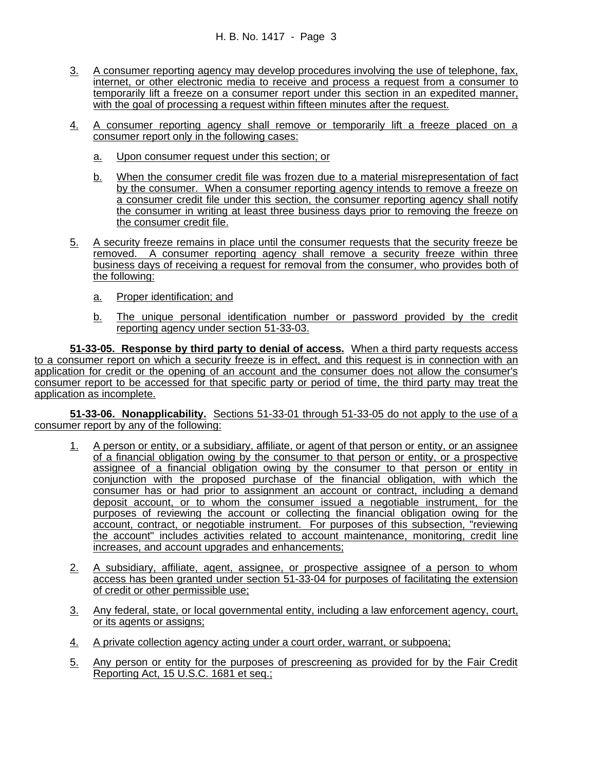3. A consumer reporting agency may develop procedures involving the use of telephone, fax, internet, or other electronic media to receive and process a request from a consumer to temporarily lift a freeze on a consumer report under this section in an expedited manner, with the goal of processing a request within fifteen minutes after the request.

4. A consumer reporting agency shall remove or temporarily lift a freeze placed on a consumer report only in the following cases:

   a. Upon consumer request under this section; or

   b. When the consumer credit file was frozen due to a material misrepresentation of fact by the consumer. When a consumer reporting agency intends to remove a freeze on a consumer credit file under this section, the consumer reporting agency shall notify the consumer in writing at least three business days prior to removing the freeze on the consumer credit file.

5. A security freeze remains in place until the consumer requests that the security freeze be removed. A consumer reporting agency shall remove a security freeze within three business days of receiving a request for removal from the consumer, who provides both of the following:

   a. Proper identification; and

   b. The unique personal identification number or password provided by the credit reporting agency under section 51-33-03.

**51-33-05. Response by third party to denial of access.** When a third party requests access to a consumer report on which a security freeze is in effect, and this request is in connection with an application for credit or the opening of an account and the consumer does not allow the consumer's consumer report to be accessed for that specific party or period of time, the third party may treat the application as incomplete.

**51-33-06. Nonapplicability.** Sections 51-33-01 through 51-33-05 do not apply to the use of a consumer report by any of the following:

1. A person or entity, or a subsidiary, affiliate, or agent of that person or entity, or an assignee of a financial obligation owing by the consumer to that person or entity, or a prospective assignee of a financial obligation owing by the consumer to that person or entity in conjunction with the proposed purchase of the financial obligation, with which the consumer has or had prior to assignment an account or contract, including a demand deposit account, or to whom the consumer issued a negotiable instrument, for the purposes of reviewing the account or collecting the financial obligation owing for the account, contract, or negotiable instrument. For purposes of this subsection, "reviewing the account" includes activities related to account maintenance, monitoring, credit line increases, and account upgrades and enhancements;

2. A subsidiary, affiliate, agent, assignee, or prospective assignee of a person to whom access has been granted under section 51-33-04 for purposes of facilitating the extension of credit or other permissible use;

3. Any federal, state, or local governmental entity, including a law enforcement agency, court, or its agents or assigns;

4. A private collection agency acting under a court order, warrant, or subpoena;

5. Any person or entity for the purposes of prescreening as provided for by the Fair Credit Reporting Act, 15 U.S.C. 1681 et seq.;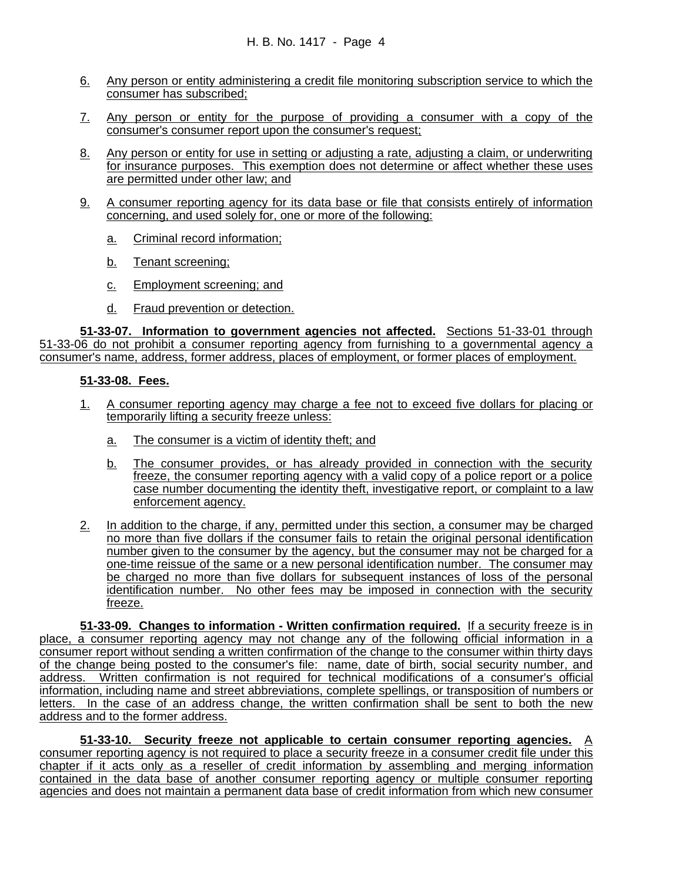6. Any person or entity administering a credit file monitoring subscription service to which the consumer has subscribed;

7. Any person or entity for the purpose of providing a consumer with a copy of the consumer's consumer report upon the consumer's request;

8. Any person or entity for use in setting or adjusting a rate, adjusting a claim, or underwriting for insurance purposes. This exemption does not determine or affect whether these uses are permitted under other law; and

9. A consumer reporting agency for its data base or file that consists entirely of information concerning, and used solely for, one or more of the following:

   a. Criminal record information;

   b. Tenant screening;

   c. Employment screening; and

   d. Fraud prevention or detection.

**51-33-07. Information to government agencies not affected.** Sections 51-33-01 through 51-33-06 do not prohibit a consumer reporting agency from furnishing to a governmental agency a consumer's name, address, former address, places of employment, or former places of employment.

**51-33-08. Fees.**

1. A consumer reporting agency may charge a fee not to exceed five dollars for placing or temporarily lifting a security freeze unless:

   a. The consumer is a victim of identity theft; and

   b. The consumer provides, or has already provided in connection with the security freeze, the consumer reporting agency with a valid copy of a police report or a police case number documenting the identity theft, investigative report, or complaint to a law enforcement agency.

2. In addition to the charge, if any, permitted under this section, a consumer may be charged no more than five dollars if the consumer fails to retain the original personal identification number given to the consumer by the agency, but the consumer may not be charged for a one-time reissue of the same or a new personal identification number. The consumer may be charged no more than five dollars for subsequent instances of loss of the personal identification number. No other fees may be imposed in connection with the security freeze.

**51-33-09. Changes to information - Written confirmation required.** If a security freeze is in place, a consumer reporting agency may not change any of the following official information in a consumer report without sending a written confirmation of the change to the consumer within thirty days of the change being posted to the consumer's file: name, date of birth, social security number, and address. Written confirmation is not required for technical modifications of a consumer's official information, including name and street abbreviations, complete spellings, or transposition of numbers or letters. In the case of an address change, the written confirmation shall be sent to both the new address and to the former address.

**51-33-10. Security freeze not applicable to certain consumer reporting agencies.** A consumer reporting agency is not required to place a security freeze in a consumer credit file under this chapter if it acts only as a reseller of credit information by assembling and merging information contained in the data base of another consumer reporting agency or multiple consumer reporting agencies and does not maintain a permanent data base of credit information from which new consumer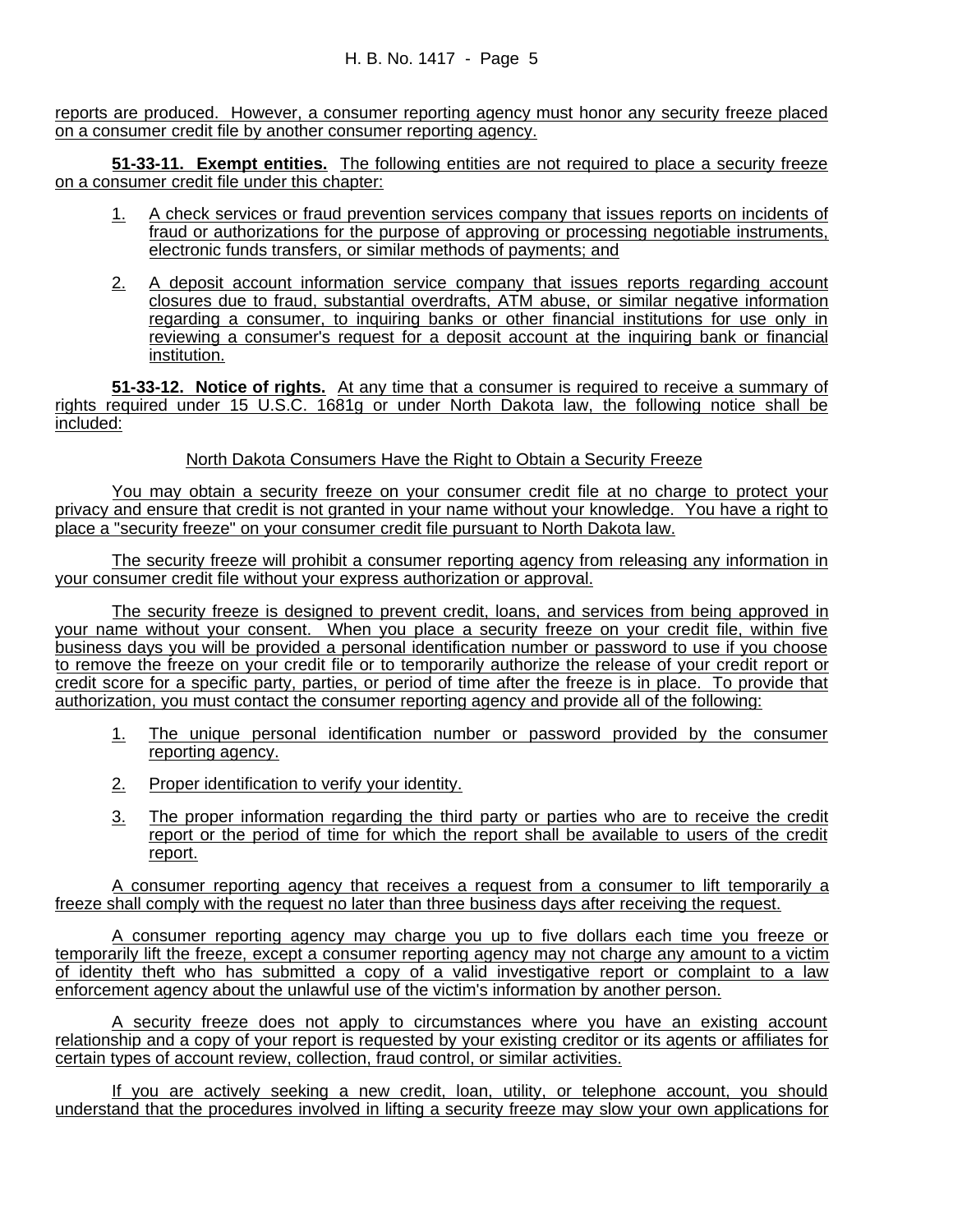reports are produced. However, a consumer reporting agency must honor any security freeze placed on a consumer credit file by another consumer reporting agency.

**51-33-11. Exempt entities.** The following entities are not required to place a security freeze on a consumer credit file under this chapter:

1. A check services or fraud prevention services company that issues reports on incidents of fraud or authorizations for the purpose of approving or processing negotiable instruments, electronic funds transfers, or similar methods of payments; and

2. A deposit account information service company that issues reports regarding account closures due to fraud, substantial overdrafts, ATM abuse, or similar negative information regarding a consumer, to inquiring banks or other financial institutions for use only in reviewing a consumer's request for a deposit account at the inquiring bank or financial institution.

**51-33-12. Notice of rights.** At any time that a consumer is required to receive a summary of rights required under 15 U.S.C. 1681g or under North Dakota law, the following notice shall be included:

North Dakota Consumers Have the Right to Obtain a Security Freeze

You may obtain a security freeze on your consumer credit file at no charge to protect your privacy and ensure that credit is not granted in your name without your knowledge. You have a right to place a "security freeze" on your consumer credit file pursuant to North Dakota law.

The security freeze will prohibit a consumer reporting agency from releasing any information in your consumer credit file without your express authorization or approval.

The security freeze is designed to prevent credit, loans, and services from being approved in your name without your consent. When you place a security freeze on your credit file, within five business days you will be provided a personal identification number or password to use if you choose to remove the freeze on your credit file or to temporarily authorize the release of your credit report or credit score for a specific party, parties, or period of time after the freeze is in place. To provide that authorization, you must contact the consumer reporting agency and provide all of the following:

1. The unique personal identification number or password provided by the consumer reporting agency.

2. Proper identification to verify your identity.

3. The proper information regarding the third party or parties who are to receive the credit report or the period of time for which the report shall be available to users of the credit report.

A consumer reporting agency that receives a request from a consumer to lift temporarily a freeze shall comply with the request no later than three business days after receiving the request.

A consumer reporting agency may charge you up to five dollars each time you freeze or temporarily lift the freeze, except a consumer reporting agency may not charge any amount to a victim of identity theft who has submitted a copy of a valid investigative report or complaint to a law enforcement agency about the unlawful use of the victim's information by another person.

A security freeze does not apply to circumstances where you have an existing account relationship and a copy of your report is requested by your existing creditor or its agents or affiliates for certain types of account review, collection, fraud control, or similar activities.

If you are actively seeking a new credit, loan, utility, or telephone account, you should understand that the procedures involved in lifting a security freeze may slow your own applications for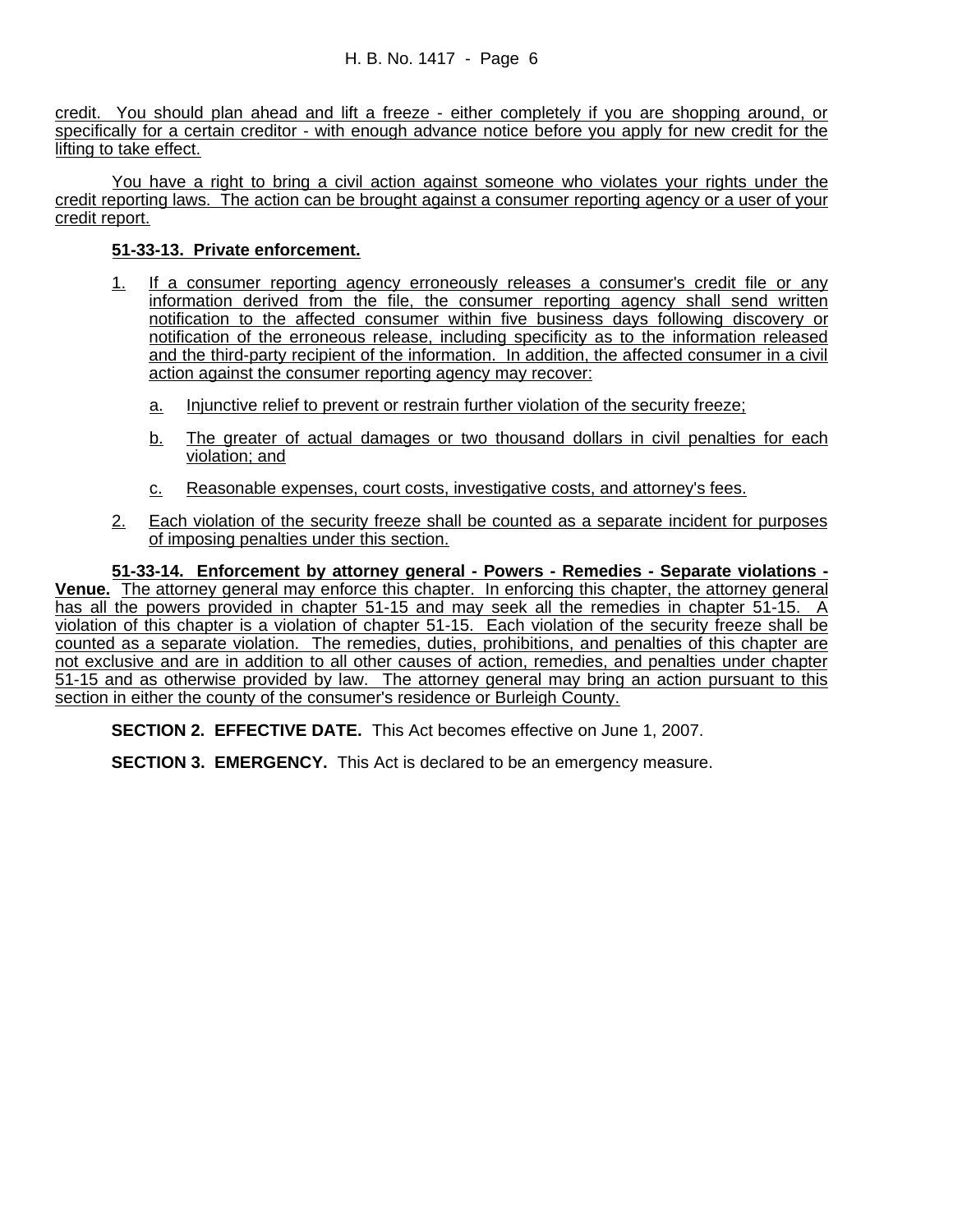credit. You should plan ahead and lift a freeze - either completely if you are shopping around, or specifically for a certain creditor - with enough advance notice before you apply for new credit for the lifting to take effect.

You have a right to bring a civil action against someone who violates your rights under the credit reporting laws. The action can be brought against a consumer reporting agency or a user of your credit report.

**51-33-13. Private enforcement.**

1. If a consumer reporting agency erroneously releases a consumer's credit file or any information derived from the file, the consumer reporting agency shall send written notification to the affected consumer within five business days following discovery or notification of the erroneous release, including specificity as to the information released and the third-party recipient of the information. In addition, the affected consumer in a civil action against the consumer reporting agency may recover:

   a. Injunctive relief to prevent or restrain further violation of the security freeze;

   b. The greater of actual damages or two thousand dollars in civil penalties for each violation; and

   c. Reasonable expenses, court costs, investigative costs, and attorney's fees.

2. Each violation of the security freeze shall be counted as a separate incident for purposes of imposing penalties under this section.

**51-33-14. Enforcement by attorney general - Powers - Remedies - Separate violations - Venue.** The attorney general may enforce this chapter. In enforcing this chapter, the attorney general has all the powers provided in chapter 51-15 and may seek all the remedies in chapter 51-15. A violation of this chapter is a violation of chapter 51-15. Each violation of the security freeze shall be counted as a separate violation. The remedies, duties, prohibitions, and penalties of this chapter are not exclusive and are in addition to all other causes of action, remedies, and penalties under chapter 51-15 and as otherwise provided by law. The attorney general may bring an action pursuant to this section in either the county of the consumer's residence or Burleigh County.

**SECTION 2. EFFECTIVE DATE.** This Act becomes effective on June 1, 2007.

**SECTION 3. EMERGENCY.** This Act is declared to be an emergency measure.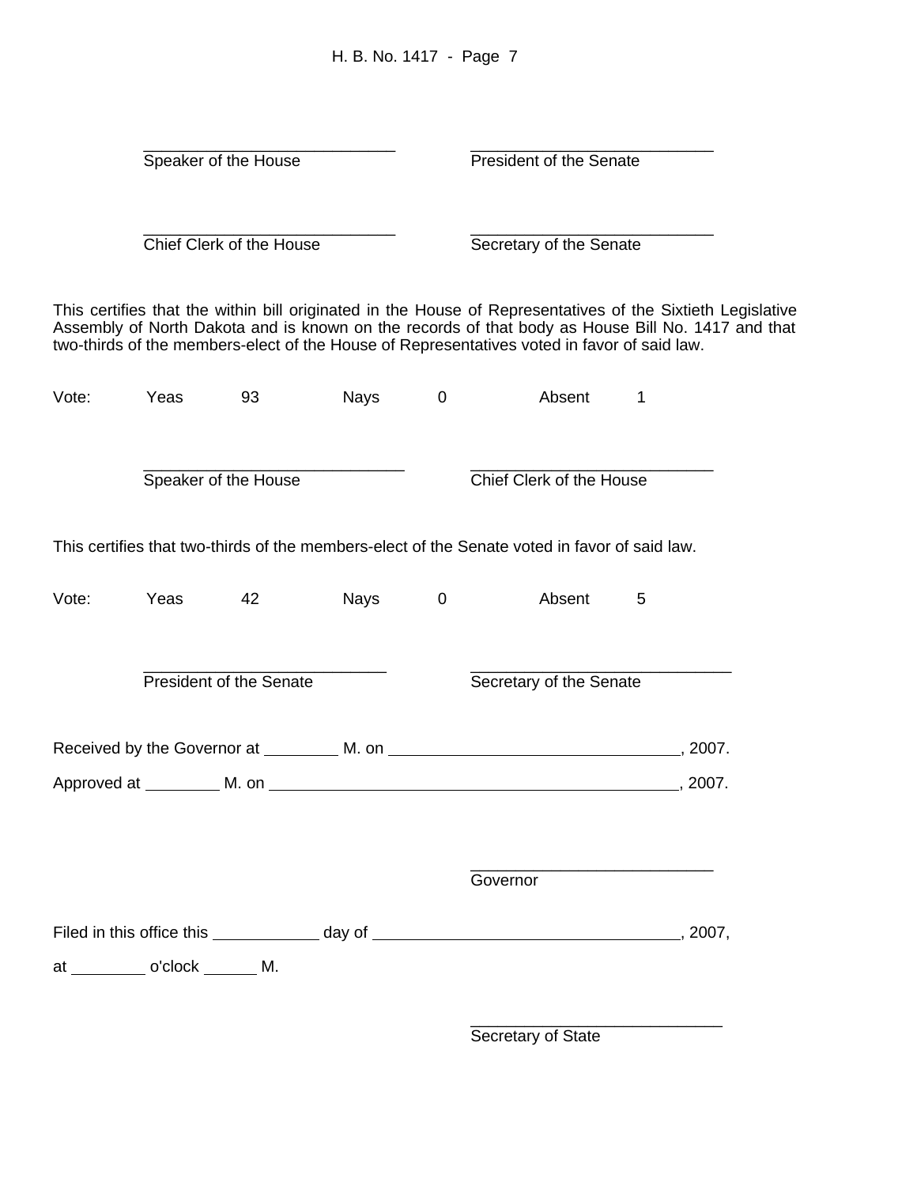\_\_\_\_\_\_\_\_\_\_\_\_\_\_\_\_\_\_\_\_\_\_\_\_\_\_\_\_ Speaker of the House

\_\_\_\_\_\_\_\_\_\_\_\_\_\_\_\_\_\_\_\_\_\_\_\_\_\_\_\_ President of the Senate

\_\_\_\_\_\_\_\_\_\_\_\_\_\_\_\_\_\_\_\_\_\_\_\_\_\_\_\_ Chief Clerk of the House

\_\_\_\_\_\_\_\_\_\_\_\_\_\_\_\_\_\_\_\_\_\_\_\_\_\_\_\_ Secretary of the Senate

This certifies that the within bill originated in the House of Representatives of the Sixtieth Legislative Assembly of North Dakota and is known on the records of that body as House Bill No. 1417 and that two-thirds of the members-elect of the House of Representatives voted in favor of said law.

Vote: Yeas 93 Nays 0 Absent 1

\_\_\_\_\_\_\_\_\_\_\_\_\_\_\_\_\_\_\_\_\_\_\_\_\_\_\_\_ Speaker of the House

\_\_\_\_\_\_\_\_\_\_\_\_\_\_\_\_\_\_\_\_\_\_\_\_\_\_\_\_ Chief Clerk of the House

This certifies that two-thirds of the members-elect of the Senate voted in favor of said law.

Vote: Yeas 42 Nays 0 Absent 5

\_\_\_\_\_\_\_\_\_\_\_\_\_\_\_\_\_\_\_\_\_\_\_\_\_\_\_\_ President of the Senate

\_\_\_\_\_\_\_\_\_\_\_\_\_\_\_\_\_\_\_\_\_\_\_\_\_\_\_\_ Secretary of the Senate

Received by the Governor at \_\_\_\_\_\_\_\_ M. on \_\_\_\_\_\_\_\_\_\_\_\_\_\_\_\_\_\_\_\_\_\_\_\_\_\_\_\_\_\_, 2007.

Approved at \_\_\_\_\_\_\_\_ M. on \_\_\_\_\_\_\_\_\_\_\_\_\_\_\_\_\_\_\_\_\_\_\_\_\_\_\_\_\_\_\_\_\_\_\_\_\_\_\_\_\_\_, 2007.

\_\_\_\_\_\_\_\_\_\_\_\_\_\_\_\_\_\_\_\_\_\_\_\_\_\_\_\_ Governor

Filed in this office this \_\_\_\_\_\_\_\_\_\_\_ day of \_\_\_\_\_\_\_\_\_\_\_\_\_\_\_\_\_\_\_\_\_\_\_\_\_\_\_\_\_\_\_\_, 2007,

at \_\_\_\_\_\_\_\_ o'clock \_\_\_\_\_ M.

\_\_\_\_\_\_\_\_\_\_\_\_\_\_\_\_\_\_\_\_\_\_\_\_\_\_\_\_ Secretary of State